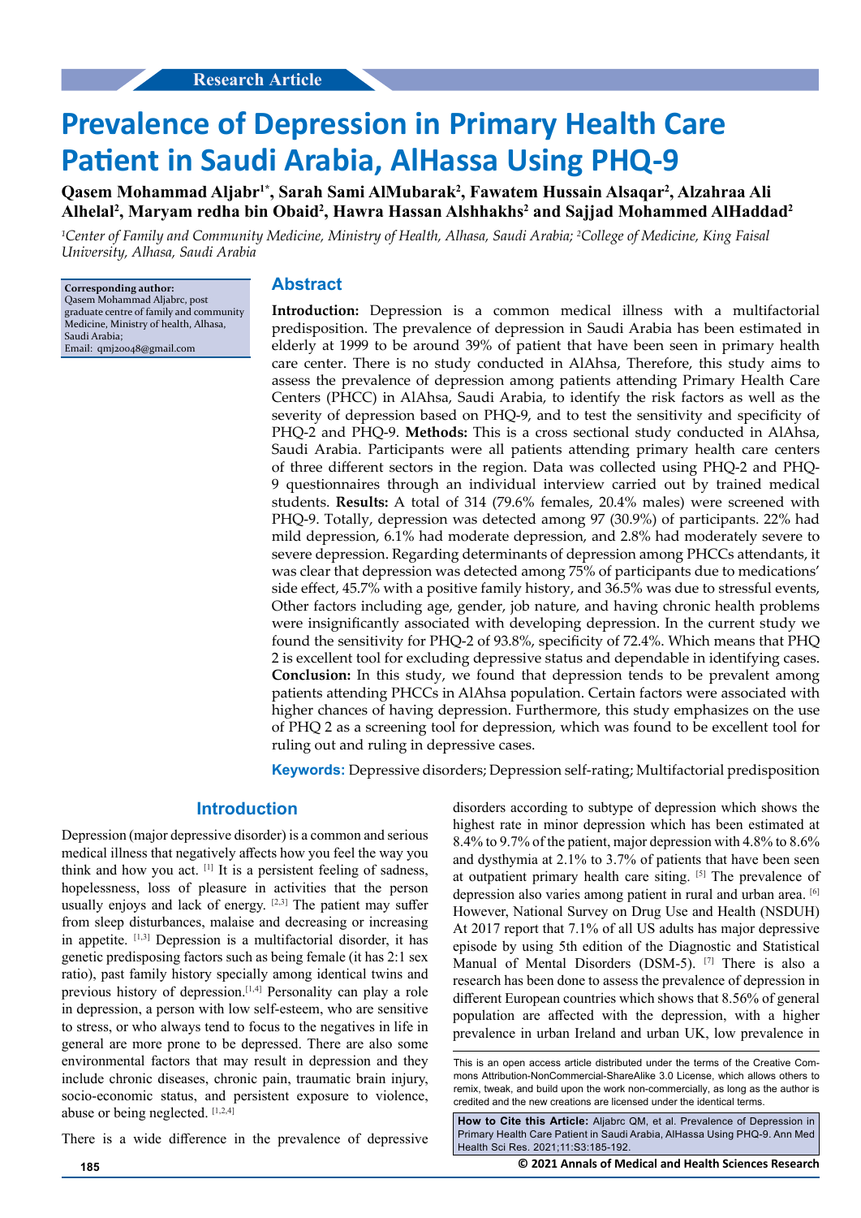Research Article

# Prevalence of Depression in Primary Health Care Patient in Saudi Arabia, AlHassa Using PHQ-9

**Qasem Mohammad Aljabr[1*], Sarah Sami AlMubarak[2], Fawatem Hussain Alsaqar[2], Alzahraa Ali Alhelal[2], Maryam redha bin Obaid[2], Hawra Hassan Alshhakhs[2] and Sajjad Mohammed AlHaddad[2]**

*[1]Center of Family and Community Medicine, Ministry of Health, Alhasa, Saudi Arabia; [2]College of Medicine, King Faisal University, Alhasa, Saudi Arabia*

**Corresponding author:**
Qasem Mohammad Aljabrc, post graduate centre of family and community Medicine, Ministry of health, Alhasa, Saudi Arabia;
Email: qmj20048@gmail.com

## Abstract

**Introduction:** Depression is a common medical illness with a multifactorial predisposition. The prevalence of depression in Saudi Arabia has been estimated in elderly at 1999 to be around 39% of patient that have been seen in primary health care center. There is no study conducted in AlAhsa, Therefore, this study aims to assess the prevalence of depression among patients attending Primary Health Care Centers (PHCC) in AlAhsa, Saudi Arabia, to identify the risk factors as well as the severity of depression based on PHQ-9, and to test the sensitivity and specificity of PHQ-2 and PHQ-9. **Methods:** This is a cross sectional study conducted in AlAhsa, Saudi Arabia. Participants were all patients attending primary health care centers of three different sectors in the region. Data was collected using PHQ-2 and PHQ-9 questionnaires through an individual interview carried out by trained medical students. **Results:** A total of 314 (79.6% females, 20.4% males) were screened with PHQ-9. Totally, depression was detected among 97 (30.9%) of participants. 22% had mild depression, 6.1% had moderate depression, and 2.8% had moderately severe to severe depression. Regarding determinants of depression among PHCCs attendants, it was clear that depression was detected among 75% of participants due to medications' side effect, 45.7% with a positive family history, and 36.5% was due to stressful events, Other factors including age, gender, job nature, and having chronic health problems were insignificantly associated with developing depression. In the current study we found the sensitivity for PHQ-2 of 93.8%, specificity of 72.4%. Which means that PHQ 2 is excellent tool for excluding depressive status and dependable in identifying cases. **Conclusion:** In this study, we found that depression tends to be prevalent among patients attending PHCCs in AlAhsa population. Certain factors were associated with higher chances of having depression. Furthermore, this study emphasizes on the use of PHQ 2 as a screening tool for depression, which was found to be excellent tool for ruling out and ruling in depressive cases.

**Keywords:** Depressive disorders; Depression self-rating; Multifactorial predisposition

## Introduction

Depression (major depressive disorder) is a common and serious medical illness that negatively affects how you feel the way you think and how you act. [1] It is a persistent feeling of sadness, hopelessness, loss of pleasure in activities that the person usually enjoys and lack of energy. [2,3] The patient may suffer from sleep disturbances, malaise and decreasing or increasing in appetite. [1,3] Depression is a multifactorial disorder, it has genetic predisposing factors such as being female (it has 2:1 sex ratio), past family history specially among identical twins and previous history of depression.[1,4] Personality can play a role in depression, a person with low self-esteem, who are sensitive to stress, or who always tend to focus to the negatives in life in general are more prone to be depressed. There are also some environmental factors that may result in depression and they include chronic diseases, chronic pain, traumatic brain injury, socio-economic status, and persistent exposure to violence, abuse or being neglected. [1,2,4]

There is a wide difference in the prevalence of depressive disorders according to subtype of depression which shows the highest rate in minor depression which has been estimated at 8.4% to 9.7% of the patient, major depression with 4.8% to 8.6% and dysthymia at 2.1% to 3.7% of patients that have been seen at outpatient primary health care siting. [5] The prevalence of depression also varies among patient in rural and urban area. [6] However, National Survey on Drug Use and Health (NSDUH) At 2017 report that 7.1% of all US adults has major depressive episode by using 5th edition of the Diagnostic and Statistical Manual of Mental Disorders (DSM-5). [7] There is also a research has been done to assess the prevalence of depression in different European countries which shows that 8.56% of general population are affected with the depression, with a higher prevalence in urban Ireland and urban UK, low prevalence in

This is an open access article distributed under the terms of the Creative Commons Attribution-NonCommercial-ShareAlike 3.0 License, which allows others to remix, tweak, and build upon the work non-commercially, as long as the author is credited and the new creations are licensed under the identical terms.

**How to Cite this Article:** Aljabrc QM, et al. Prevalence of Depression in Primary Health Care Patient in Saudi Arabia, AlHassa Using PHQ-9. Ann Med Health Sci Res. 2021;11:S3:185-192.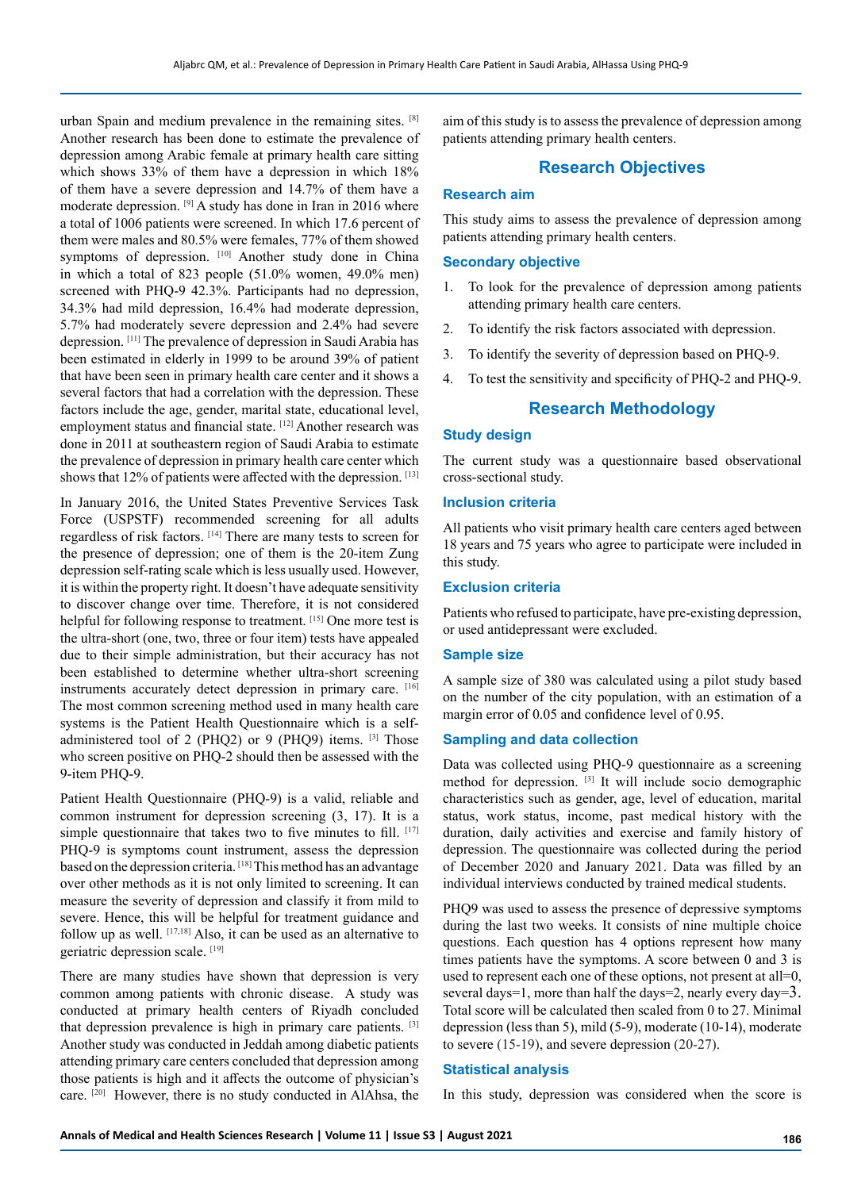urban Spain and medium prevalence in the remaining sites. [8] Another research has been done to estimate the prevalence of depression among Arabic female at primary health care sitting which shows 33% of them have a depression in which 18% of them have a severe depression and 14.7% of them have a moderate depression. [9] A study has done in Iran in 2016 where a total of 1006 patients were screened. In which 17.6 percent of them were males and 80.5% were females, 77% of them showed symptoms of depression. [10] Another study done in China in which a total of 823 people (51.0% women, 49.0% men) screened with PHQ-9 42.3%. Participants had no depression, 34.3% had mild depression, 16.4% had moderate depression, 5.7% had moderately severe depression and 2.4% had severe depression. [11] The prevalence of depression in Saudi Arabia has been estimated in elderly in 1999 to be around 39% of patient that have been seen in primary health care center and it shows a several factors that had a correlation with the depression. These factors include the age, gender, marital state, educational level, employment status and financial state. [12] Another research was done in 2011 at southeastern region of Saudi Arabia to estimate the prevalence of depression in primary health care center which shows that 12% of patients were affected with the depression. [13]

In January 2016, the United States Preventive Services Task Force (USPSTF) recommended screening for all adults regardless of risk factors. [14] There are many tests to screen for the presence of depression; one of them is the 20-item Zung depression self-rating scale which is less usually used. However, it is within the property right. It doesn't have adequate sensitivity to discover change over time. Therefore, it is not considered helpful for following response to treatment. [15] One more test is the ultra-short (one, two, three or four item) tests have appealed due to their simple administration, but their accuracy has not been established to determine whether ultra-short screening instruments accurately detect depression in primary care. [16] The most common screening method used in many health care systems is the Patient Health Questionnaire which is a self-administered tool of 2 (PHQ2) or 9 (PHQ9) items. [3] Those who screen positive on PHQ-2 should then be assessed with the 9-item PHQ-9.

Patient Health Questionnaire (PHQ-9) is a valid, reliable and common instrument for depression screening (3, 17). It is a simple questionnaire that takes two to five minutes to fill. [17] PHQ-9 is symptoms count instrument, assess the depression based on the depression criteria. [18] This method has an advantage over other methods as it is not only limited to screening. It can measure the severity of depression and classify it from mild to severe. Hence, this will be helpful for treatment guidance and follow up as well. [17,18] Also, it can be used as an alternative to geriatric depression scale. [19]

There are many studies have shown that depression is very common among patients with chronic disease. A study was conducted at primary health centers of Riyadh concluded that depression prevalence is high in primary care patients. [3] Another study was conducted in Jeddah among diabetic patients attending primary care centers concluded that depression among those patients is high and it affects the outcome of physician's care. [20] However, there is no study conducted in AlAhsa, the aim of this study is to assess the prevalence of depression among patients attending primary health centers.

## Research Objectives

### Research aim

This study aims to assess the prevalence of depression among patients attending primary health centers.

### Secondary objective

1. To look for the prevalence of depression among patients attending primary health care centers.
2. To identify the risk factors associated with depression.
3. To identify the severity of depression based on PHQ-9.
4. To test the sensitivity and specificity of PHQ-2 and PHQ-9.

## Research Methodology

### Study design

The current study was a questionnaire based observational cross-sectional study.

### Inclusion criteria

All patients who visit primary health care centers aged between 18 years and 75 years who agree to participate were included in this study.

### Exclusion criteria

Patients who refused to participate, have pre-existing depression, or used antidepressant were excluded.

### Sample size

A sample size of 380 was calculated using a pilot study based on the number of the city population, with an estimation of a margin error of 0.05 and confidence level of 0.95.

### Sampling and data collection

Data was collected using PHQ-9 questionnaire as a screening method for depression. [3] It will include socio demographic characteristics such as gender, age, level of education, marital status, work status, income, past medical history with the duration, daily activities and exercise and family history of depression. The questionnaire was collected during the period of December 2020 and January 2021. Data was filled by an individual interviews conducted by trained medical students.

PHQ9 was used to assess the presence of depressive symptoms during the last two weeks. It consists of nine multiple choice questions. Each question has 4 options represent how many times patients have the symptoms. A score between 0 and 3 is used to represent each one of these options, not present at all=0, several days=1, more than half the days=2, nearly every day=3. Total score will be calculated then scaled from 0 to 27. Minimal depression (less than 5), mild (5-9), moderate (10-14), moderate to severe (15-19), and severe depression (20-27).

### Statistical analysis

In this study, depression was considered when the score is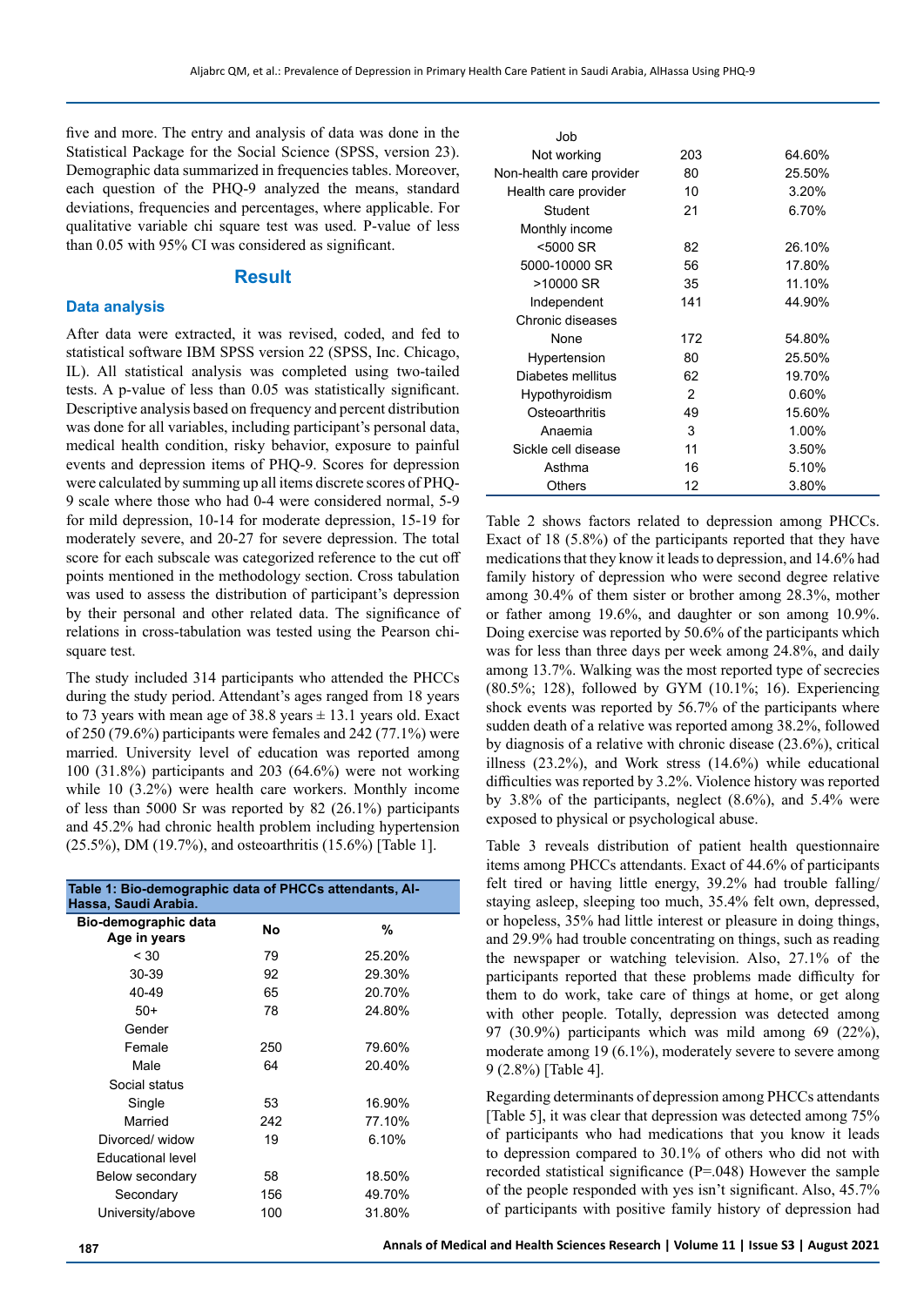five and more. The entry and analysis of data was done in the Statistical Package for the Social Science (SPSS, version 23). Demographic data summarized in frequencies tables. Moreover, each question of the PHQ-9 analyzed the means, standard deviations, frequencies and percentages, where applicable. For qualitative variable chi square test was used. P-value of less than 0.05 with 95% CI was considered as significant.

## Result

### Data analysis

After data were extracted, it was revised, coded, and fed to statistical software IBM SPSS version 22 (SPSS, Inc. Chicago, IL). All statistical analysis was completed using two-tailed tests. A p-value of less than 0.05 was statistically significant. Descriptive analysis based on frequency and percent distribution was done for all variables, including participant's personal data, medical health condition, risky behavior, exposure to painful events and depression items of PHQ-9. Scores for depression were calculated by summing up all items discrete scores of PHQ-9 scale where those who had 0-4 were considered normal, 5-9 for mild depression, 10-14 for moderate depression, 15-19 for moderately severe, and 20-27 for severe depression. The total score for each subscale was categorized reference to the cut off points mentioned in the methodology section. Cross tabulation was used to assess the distribution of participant's depression by their personal and other related data. The significance of relations in cross-tabulation was tested using the Pearson chi-square test.

The study included 314 participants who attended the PHCCs during the study period. Attendant's ages ranged from 18 years to 73 years with mean age of 38.8 years ± 13.1 years old. Exact of 250 (79.6%) participants were females and 242 (77.1%) were married. University level of education was reported among 100 (31.8%) participants and 203 (64.6%) were not working while 10 (3.2%) were health care workers. Monthly income of less than 5000 Sr was reported by 82 (26.1%) participants and 45.2% had chronic health problem including hypertension (25.5%), DM (19.7%), and osteoarthritis (15.6%) [Table 1].

**Table 1: Bio-demographic data of PHCCs attendants, Al-Hassa, Saudi Arabia.**

| Bio-demographic data | No | % |
|---|---|---|
| Age in years | | |
| < 30 | 79 | 25.20% |
| 30-39 | 92 | 29.30% |
| 40-49 | 65 | 20.70% |
| 50+ | 78 | 24.80% |
| Gender | | |
| Female | 250 | 79.60% |
| Male | 64 | 20.40% |
| Social status | | |
| Single | 53 | 16.90% |
| Married | 242 | 77.10% |
| Divorced/ widow | 19 | 6.10% |
| Educational level | | |
| Below secondary | 58 | 18.50% |
| Secondary | 156 | 49.70% |
| University/above | 100 | 31.80% |
| Job | | |
| Not working | 203 | 64.60% |
| Non-health care provider | 80 | 25.50% |
| Health care provider | 10 | 3.20% |
| Student | 21 | 6.70% |
| Monthly income | | |
| <5000 SR | 82 | 26.10% |
| 5000-10000 SR | 56 | 17.80% |
| >10000 SR | 35 | 11.10% |
| Independent | 141 | 44.90% |
| Chronic diseases | | |
| None | 172 | 54.80% |
| Hypertension | 80 | 25.50% |
| Diabetes mellitus | 62 | 19.70% |
| Hypothyroidism | 2 | 0.60% |
| Osteoarthritis | 49 | 15.60% |
| Anaemia | 3 | 1.00% |
| Sickle cell disease | 11 | 3.50% |
| Asthma | 16 | 5.10% |
| Others | 12 | 3.80% |

Table 2 shows factors related to depression among PHCCs. Exact of 18 (5.8%) of the participants reported that they have medications that they know it leads to depression, and 14.6% had family history of depression who were second degree relative among 30.4% of them sister or brother among 28.3%, mother or father among 19.6%, and daughter or son among 10.9%. Doing exercise was reported by 50.6% of the participants which was for less than three days per week among 24.8%, and daily among 13.7%. Walking was the most reported type of secrecies (80.5%; 128), followed by GYM (10.1%; 16). Experiencing shock events was reported by 56.7% of the participants where sudden death of a relative was reported among 38.2%, followed by diagnosis of a relative with chronic disease (23.6%), critical illness (23.2%), and Work stress (14.6%) while educational difficulties was reported by 3.2%. Violence history was reported by 3.8% of the participants, neglect (8.6%), and 5.4% were exposed to physical or psychological abuse.

Table 3 reveals distribution of patient health questionnaire items among PHCCs attendants. Exact of 44.6% of participants felt tired or having little energy, 39.2% had trouble falling/ staying asleep, sleeping too much, 35.4% felt own, depressed, or hopeless, 35% had little interest or pleasure in doing things, and 29.9% had trouble concentrating on things, such as reading the newspaper or watching television. Also, 27.1% of the participants reported that these problems made difficulty for them to do work, take care of things at home, or get along with other people. Totally, depression was detected among 97 (30.9%) participants which was mild among 69 (22%), moderate among 19 (6.1%), moderately severe to severe among 9 (2.8%) [Table 4].

Regarding determinants of depression among PHCCs attendants [Table 5], it was clear that depression was detected among 75% of participants who had medications that you know it leads to depression compared to 30.1% of others who did not with recorded statistical significance (P=.048) However the sample of the people responded with yes isn't significant. Also, 45.7% of participants with positive family history of depression had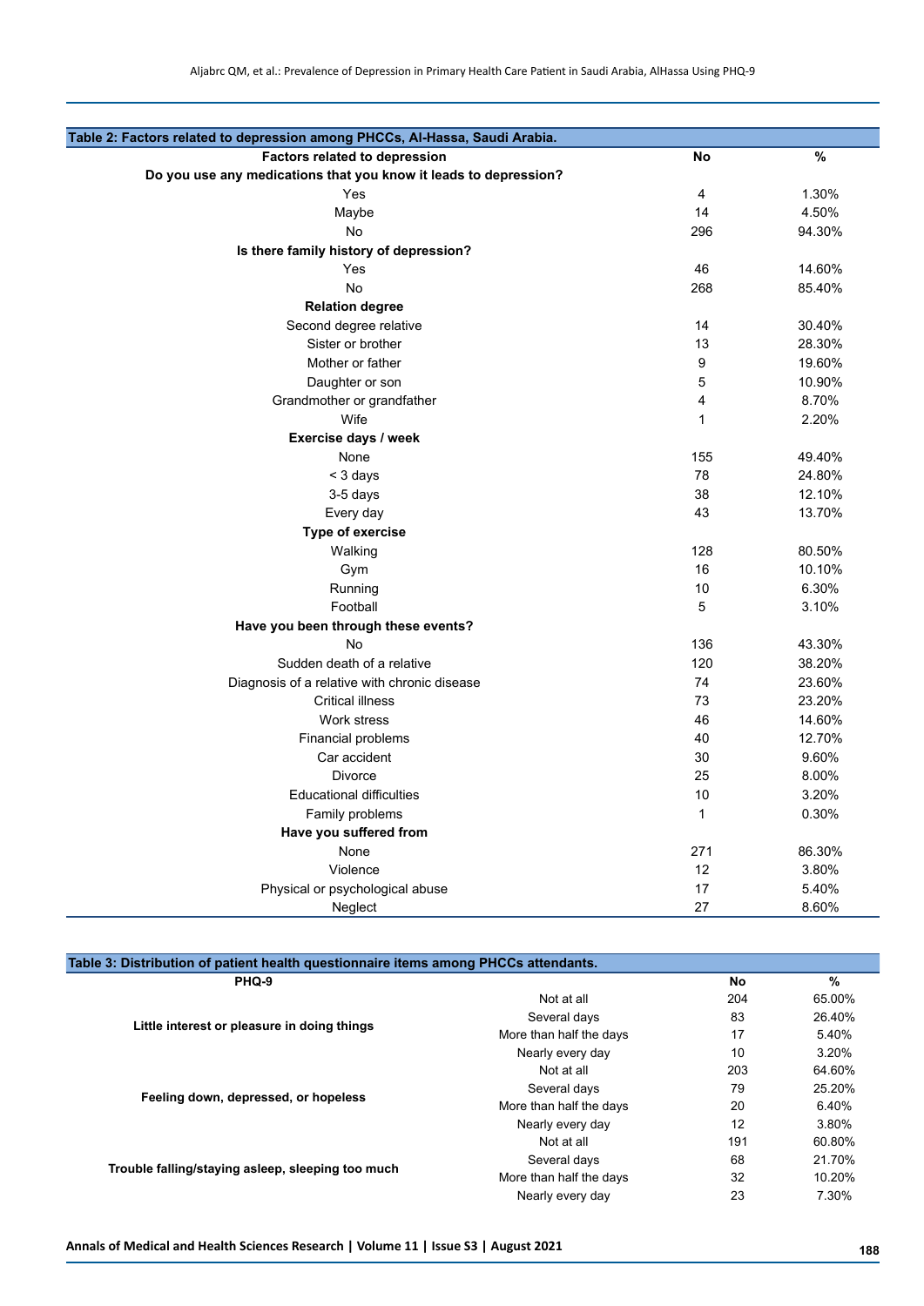**Table 2: Factors related to depression among PHCCs, Al-Hassa, Saudi Arabia.**

| Factors related to depression | No | % |
|---|---|---|
| **Do you use any medications that you know it leads to depression?** | | |
| Yes | 4 | 1.30% |
| Maybe | 14 | 4.50% |
| No | 296 | 94.30% |
| **Is there family history of depression?** | | |
| Yes | 46 | 14.60% |
| No | 268 | 85.40% |
| **Relation degree** | | |
| Second degree relative | 14 | 30.40% |
| Sister or brother | 13 | 28.30% |
| Mother or father | 9 | 19.60% |
| Daughter or son | 5 | 10.90% |
| Grandmother or grandfather | 4 | 8.70% |
| Wife | 1 | 2.20% |
| **Exercise days / week** | | |
| None | 155 | 49.40% |
| < 3 days | 78 | 24.80% |
| 3-5 days | 38 | 12.10% |
| Every day | 43 | 13.70% |
| **Type of exercise** | | |
| Walking | 128 | 80.50% |
| Gym | 16 | 10.10% |
| Running | 10 | 6.30% |
| Football | 5 | 3.10% |
| **Have you been through these events?** | | |
| No | 136 | 43.30% |
| Sudden death of a relative | 120 | 38.20% |
| Diagnosis of a relative with chronic disease | 74 | 23.60% |
| Critical illness | 73 | 23.20% |
| Work stress | 46 | 14.60% |
| Financial problems | 40 | 12.70% |
| Car accident | 30 | 9.60% |
| Divorce | 25 | 8.00% |
| Educational difficulties | 10 | 3.20% |
| Family problems | 1 | 0.30% |
| **Have you suffered from** | | |
| None | 271 | 86.30% |
| Violence | 12 | 3.80% |
| Physical or psychological abuse | 17 | 5.40% |
| Neglect | 27 | 8.60% |

**Table 3: Distribution of patient health questionnaire items among PHCCs attendants.**

| PHQ-9 | | No | % |
|---|---|---|---|
| Little interest or pleasure in doing things | Not at all | 204 | 65.00% |
| | Several days | 83 | 26.40% |
| | More than half the days | 17 | 5.40% |
| | Nearly every day | 10 | 3.20% |
| Feeling down, depressed, or hopeless | Not at all | 203 | 64.60% |
| | Several days | 79 | 25.20% |
| | More than half the days | 20 | 6.40% |
| | Nearly every day | 12 | 3.80% |
| Trouble falling/staying asleep, sleeping too much | Not at all | 191 | 60.80% |
| | Several days | 68 | 21.70% |
| | More than half the days | 32 | 10.20% |
| | Nearly every day | 23 | 7.30% |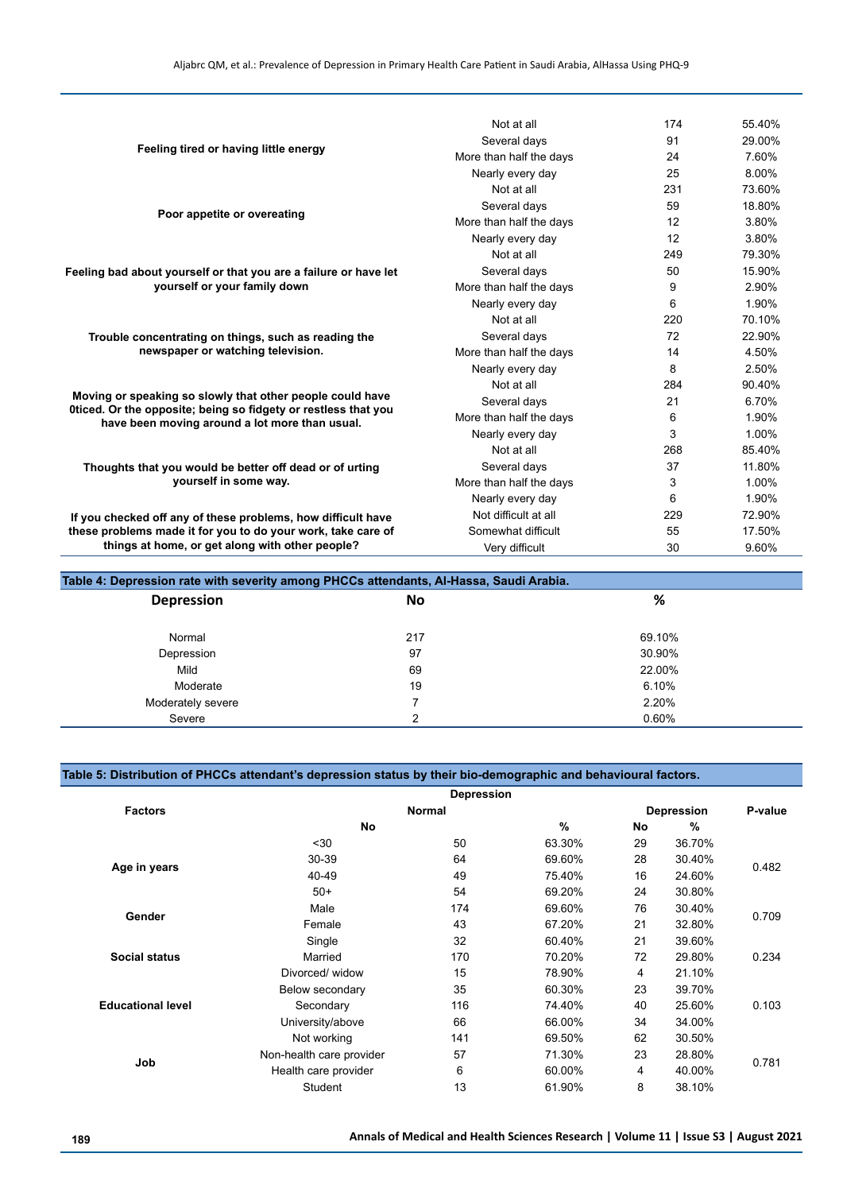| | | | |
|---|---|---|---|
| Feeling tired or having little energy | Not at all | 174 | 55.40% |
| | Several days | 91 | 29.00% |
| | More than half the days | 24 | 7.60% |
| | Nearly every day | 25 | 8.00% |
| Poor appetite or overeating | Not at all | 231 | 73.60% |
| | Several days | 59 | 18.80% |
| | More than half the days | 12 | 3.80% |
| | Nearly every day | 12 | 3.80% |
| Feeling bad about yourself or that you are a failure or have let yourself or your family down | Not at all | 249 | 79.30% |
| | Several days | 50 | 15.90% |
| | More than half the days | 9 | 2.90% |
| | Nearly every day | 6 | 1.90% |
| Trouble concentrating on things, such as reading the newspaper or watching television. | Not at all | 220 | 70.10% |
| | Several days | 72 | 22.90% |
| | More than half the days | 14 | 4.50% |
| | Nearly every day | 8 | 2.50% |
| Moving or speaking so slowly that other people could have 0ticed. Or the opposite; being so fidgety or restless that you have been moving around a lot more than usual. | Not at all | 284 | 90.40% |
| | Several days | 21 | 6.70% |
| | More than half the days | 6 | 1.90% |
| | Nearly every day | 3 | 1.00% |
| Thoughts that you would be better off dead or of urting yourself in some way. | Not at all | 268 | 85.40% |
| | Several days | 37 | 11.80% |
| | More than half the days | 3 | 1.00% |
| | Nearly every day | 6 | 1.90% |
| If you checked off any of these problems, how difficult have these problems made it for you to do your work, take care of things at home, or get along with other people? | Not difficult at all | 229 | 72.90% |
| | Somewhat difficult | 55 | 17.50% |
| | Very difficult | 30 | 9.60% |

**Table 4: Depression rate with severity among PHCCs attendants, Al-Hassa, Saudi Arabia.**

| Depression | No | % |
|---|---|---|
| Normal | 217 | 69.10% |
| Depression | 97 | 30.90% |
| Mild | 69 | 22.00% |
| Moderate | 19 | 6.10% |
| Moderately severe | 7 | 2.20% |
| Severe | 2 | 0.60% |

**Table 5: Distribution of PHCCs attendant's depression status by their bio-demographic and behavioural factors.**

| Factors | | Depression | | | | P-value |
|---|---|---|---|---|---|---|
| | | Normal | | Depression | | |
| | | No | % | No | % | |
| Age in years | <30 | 50 | 63.30% | 29 | 36.70% | 0.482 |
| | 30-39 | 64 | 69.60% | 28 | 30.40% | |
| | 40-49 | 49 | 75.40% | 16 | 24.60% | |
| | 50+ | 54 | 69.20% | 24 | 30.80% | |
| Gender | Male | 174 | 69.60% | 76 | 30.40% | 0.709 |
| | Female | 43 | 67.20% | 21 | 32.80% | |
| Social status | Single | 32 | 60.40% | 21 | 39.60% | 0.234 |
| | Married | 170 | 70.20% | 72 | 29.80% | |
| | Divorced/ widow | 15 | 78.90% | 4 | 21.10% | |
| Educational level | Below secondary | 35 | 60.30% | 23 | 39.70% | 0.103 |
| | Secondary | 116 | 74.40% | 40 | 25.60% | |
| | University/above | 66 | 66.00% | 34 | 34.00% | |
| Job | Not working | 141 | 69.50% | 62 | 30.50% | 0.781 |
| | Non-health care provider | 57 | 71.30% | 23 | 28.80% | |
| | Health care provider | 6 | 60.00% | 4 | 40.00% | |
| | Student | 13 | 61.90% | 8 | 38.10% | |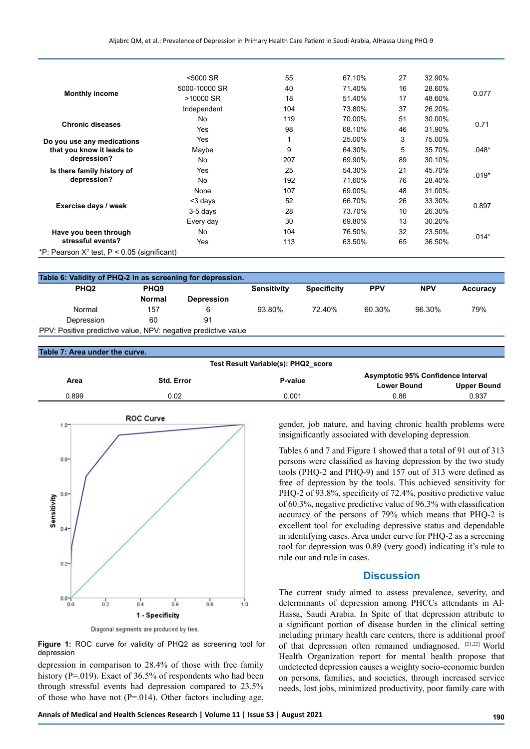| | | | | | | |
|---|---|---|---|---|---|---|
| **Monthly income** | <5000 SR | 55 | 67.10% | 27 | 32.90% | 0.077 |
| | 5000-10000 SR | 40 | 71.40% | 16 | 28.60% | |
| | >10000 SR | 18 | 51.40% | 17 | 48.60% | |
| | Independent | 104 | 73.80% | 37 | 26.20% | |
| **Chronic diseases** | No | 119 | 70.00% | 51 | 30.00% | 0.71 |
| | Yes | 98 | 68.10% | 46 | 31.90% | |
| **Do you use any medications that you know it leads to depression?** | Yes | 1 | 25.00% | 3 | 75.00% | .048* |
| | Maybe | 9 | 64.30% | 5 | 35.70% | |
| | No | 207 | 69.90% | 89 | 30.10% | |
| **Is there family history of depression?** | Yes | 25 | 54.30% | 21 | 45.70% | .019* |
| | No | 192 | 71.60% | 76 | 28.40% | |
| **Exercise days / week** | None | 107 | 69.00% | 48 | 31.00% | 0.897 |
| | <3 days | 52 | 66.70% | 26 | 33.30% | |
| | 3-5 days | 28 | 73.70% | 10 | 26.30% | |
| | Every day | 30 | 69.80% | 13 | 30.20% | |
| **Have you been through stressful events?** | No | 104 | 76.50% | 32 | 23.50% | .014* |
| | Yes | 113 | 63.50% | 65 | 36.50% | |

*P: Pearson $X^2$ test, P < 0.05 (significant)

**Table 6: Validity of PHQ-2 in as screening for depression.**

| PHQ2 | PHQ9 | | Sensitivity | Specificity | PPV | NPV | Accuracy |
|---|---|---|---|---|---|---|---|
| | Normal | Depression | | | | | |
| Normal | 157 | 6 | 93.80% | 72.40% | 60.30% | 96.30% | 79% |
| Depression | 60 | 91 | | | | | |

PPV: Positive predictive value, NPV: negative predictive value

**Table 7: Area under the curve.**

| Test Result Variable(s): PHQ2_score | | | | |
|---|---|---|---|---|
| Area | Std. Error | P-value | Asymptotic 95% Confidence Interval | |
| | | | Lower Bound | Upper Bound |
| 0.899 | 0.02 | 0.001 | 0.86 | 0.937 |

**Figure 1:** ROC curve for validity of PHQ2 as screening tool for depression

depression in comparison to 28.4% of those with free family history (P=.019). Exact of 36.5% of respondents who had been through stressful events had depression compared to 23.5% of those who have not (P=.014). Other factors including age, gender, job nature, and having chronic health problems were insignificantly associated with developing depression.

Tables 6 and 7 and Figure 1 showed that a total of 91 out of 313 persons were classified as having depression by the two study tools (PHQ-2 and PHQ-9) and 157 out of 313 were defined as free of depression by the tools. This achieved sensitivity for PHQ-2 of 93.8%, specificity of 72.4%, positive predictive value of 60.3%, negative predictive value of 96.3% with classification accuracy of the persons of 79% which means that PHQ-2 is excellent tool for excluding depressive status and dependable in identifying cases. Area under curve for PHQ-2 as a screening tool for depression was 0.89 (very good) indicating it's rule to rule out and rule in cases.

## Discussion

The current study aimed to assess prevalence, severity, and determinants of depression among PHCCs attendants in Al-Hassa, Saudi Arabia. In Spite of that depression attribute to a significant portion of disease burden in the clinical setting including primary health care centers, there is additional proof of that depression often remained undiagnosed. [21,22] World Health Organization report for mental health propose that undetected depression causes a weighty socio-economic burden on persons, families, and societies, through increased service needs, lost jobs, minimized productivity, poor family care with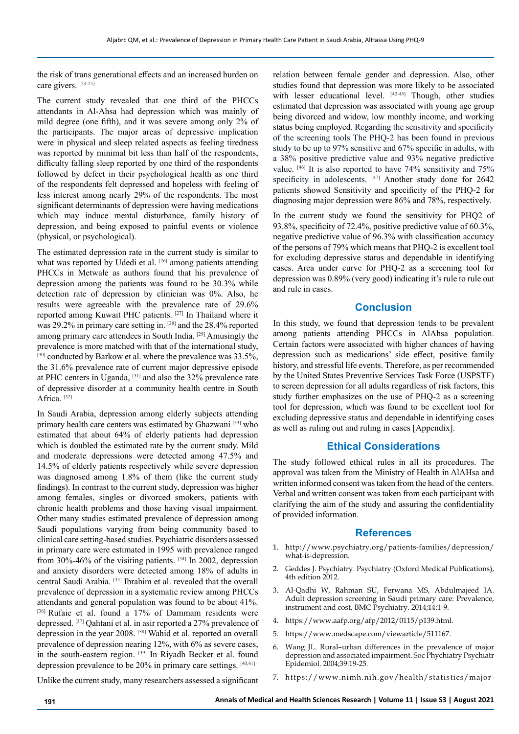the risk of trans generational effects and an increased burden on care givers. [23-25]

The current study revealed that one third of the PHCCs attendants in Al-Ahsa had depression which was mainly of mild degree (one fifth), and it was severe among only 2% of the participants. The major areas of depressive implication were in physical and sleep related aspects as feeling tiredness was reported by minimal bit less than half of the respondents, difficulty falling sleep reported by one third of the respondents followed by defect in their psychological health as one third of the respondents felt depressed and hopeless with feeling of less interest among nearly 29% of the respondents. The most significant determinants of depression were having medications which may induce mental disturbance, family history of depression, and being exposed to painful events or violence (physical, or psychological).

The estimated depression rate in the current study is similar to what was reported by Udedi et al. [26] among patients attending PHCCs in Metwale as authors found that his prevalence of depression among the patients was found to be 30.3% while detection rate of depression by clinician was 0%. Also, he results were agreeable with the prevalence rate of 29.6% reported among Kuwait PHC patients. [27] In Thailand where it was 29.2% in primary care setting in. [28] and the 28.4% reported among primary care attendees in South India. [29] Amusingly the prevalence is more matched with that of the international study, [30] conducted by Barkow et al. where the prevalence was 33.5%, the 31.6% prevalence rate of current major depressive episode at PHC centers in Uganda, [31] and also the 32% prevalence rate of depressive disorder at a community health centre in South Africa. [32]

In Saudi Arabia, depression among elderly subjects attending primary health care centers was estimated by Ghazwani [33] who estimated that about 64% of elderly patients had depression which is doubled the estimated rate by the current study. Mild and moderate depressions were detected among 47.5% and 14.5% of elderly patients respectively while severe depression was diagnosed among 1.8% of them (like the current study findings). In contrast to the current study, depression was higher among females, singles or divorced smokers, patients with chronic health problems and those having visual impairment. Other many studies estimated prevalence of depression among Saudi populations varying from being community based to clinical care setting-based studies. Psychiatric disorders assessed in primary care were estimated in 1995 with prevalence ranged from 30%-46% of the visiting patients. [34] In 2002, depression and anxiety disorders were detected among 18% of adults in central Saudi Arabia. [35] Ibrahim et al. revealed that the overall prevalence of depression in a systematic review among PHCCs attendants and general population was found to be about 41%. [36] Rufaie et al. found a 17% of Dammam residents were depressed. [37] Qahtani et al. in asir reported a 27% prevalence of depression in the year 2008. [38] Wahid et al. reported an overall prevalence of depression nearing 12%, with 6% as severe cases, in the south-eastern region. [39] In Riyadh Becker et al. found depression prevalence to be 20% in primary care settings. [40,41]

Unlike the current study, many researchers assessed a significant relation between female gender and depression. Also, other studies found that depression was more likely to be associated with lesser educational level. [42-45] Though, other studies estimated that depression was associated with young age group being divorced and widow, low monthly income, and working status being employed. Regarding the sensitivity and specificity of the screening tools The PHQ-2 has been found in previous study to be up to 97% sensitive and 67% specific in adults, with a 38% positive predictive value and 93% negative predictive value. [46] It is also reported to have 74% sensitivity and 75% specificity in adolescents. [47] Another study done for 2642 patients showed Sensitivity and specificity of the PHQ-2 for diagnosing major depression were 86% and 78%, respectively.

In the current study we found the sensitivity for PHQ2 of 93.8%, specificity of 72.4%, positive predictive value of 60.3%, negative predictive value of 96.3% with classification accuracy of the persons of 79% which means that PHQ-2 is excellent tool for excluding depressive status and dependable in identifying cases. Area under curve for PHQ-2 as a screening tool for depression was 0.89% (very good) indicating it's rule to rule out and rule in cases.

## Conclusion

In this study, we found that depression tends to be prevalent among patients attending PHCCs in AlAhsa population. Certain factors were associated with higher chances of having depression such as medications' side effect, positive family history, and stressful life events. Therefore, as per recommended by the United States Preventive Services Task Force (USPSTF) to screen depression for all adults regardless of risk factors, this study further emphasizes on the use of PHQ-2 as a screening tool for depression, which was found to be excellent tool for excluding depressive status and dependable in identifying cases as well as ruling out and ruling in cases [Appendix].

## Ethical Considerations

The study followed ethical rules in all its procedures. The approval was taken from the Ministry of Health in AlAHsa and written informed consent was taken from the head of the centers. Verbal and written consent was taken from each participant with clarifying the aim of the study and assuring the confidentiality of provided information.

## References

1. http://www.psychiatry.org/patients-families/depression/what-is-depression.
2. Geddes J. Psychiatry. Psychiatry (Oxford Medical Publications), 4th edition 2012.
3. Al-Qadhi W, Rahman SU, Ferwana MS, Abdulmajeed IA. Adult depression screening in Saudi primary care: Prevalence, instrument and cost. BMC Psychiatry. 2014;14:1-9.
4. https://www.aafp.org/afp/2012/0115/p139.html.
5. https://www.medscape.com/viewarticle/511167.
6. Wang JL. Rural–urban differences in the prevalence of major depression and associated impairment. Soc Phychiatry Psychiatr Epidemiol. 2004;39:19-25.
7. https://www.nimh.nih.gov/health/statistics/major-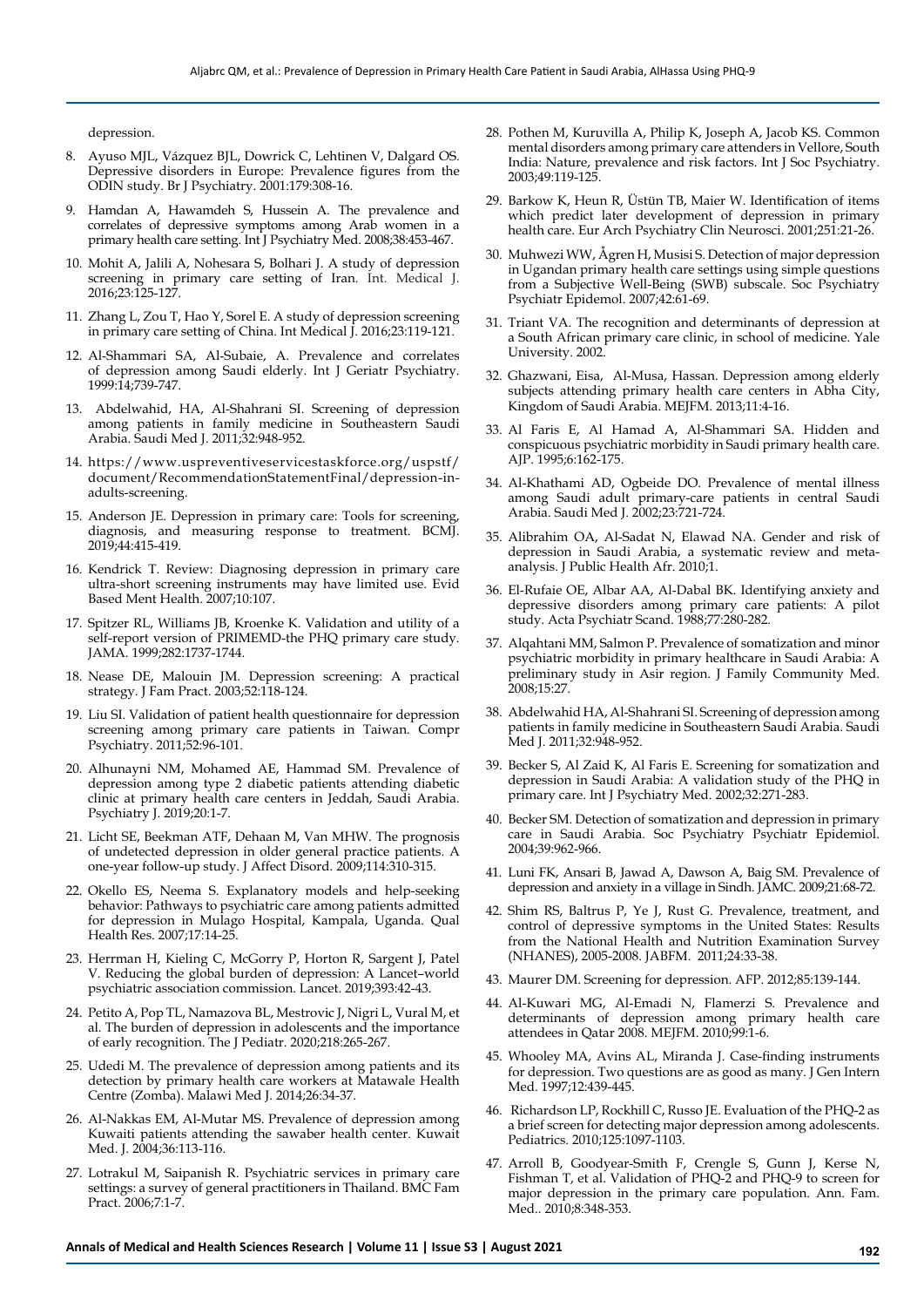depression.

8. Ayuso MJL, Vázquez BJL, Dowrick C, Lehtinen V, Dalgard OS. Depressive disorders in Europe: Prevalence figures from the ODIN study. Br J Psychiatry. 2001:179:308-16.
9. Hamdan A, Hawamdeh S, Hussein A. The prevalence and correlates of depressive symptoms among Arab women in a primary health care setting. Int J Psychiatry Med. 2008;38:453-467.
10. Mohit A, Jalili A, Nohesara S, Bolhari J. A study of depression screening in primary care setting of Iran. Int. Medical J. 2016;23:125-127.
11. Zhang L, Zou T, Hao Y, Sorel E. A study of depression screening in primary care setting of China. Int Medical J. 2016;23:119-121.
12. Al-Shammari SA, Al-Subaie, A. Prevalence and correlates of depression among Saudi elderly. Int J Geriatr Psychiatry. 1999:14;739-747.
13. Abdelwahid, HA, Al-Shahrani SI. Screening of depression among patients in family medicine in Southeastern Saudi Arabia. Saudi Med J. 2011;32:948-952.
14. https://www.uspreventiveservicestaskforce.org/uspstf/document/RecommendationStatementFinal/depression-in-adults-screening.
15. Anderson JE. Depression in primary care: Tools for screening, diagnosis, and measuring response to treatment. BCMJ. 2019;44:415-419.
16. Kendrick T. Review: Diagnosing depression in primary care ultra-short screening instruments may have limited use. Evid Based Ment Health. 2007;10:107.
17. Spitzer RL, Williams JB, Kroenke K. Validation and utility of a self-report version of PRIMEMD-the PHQ primary care study. JAMA. 1999;282:1737-1744.
18. Nease DE, Malouin JM. Depression screening: A practical strategy. J Fam Pract. 2003;52:118-124.
19. Liu SI. Validation of patient health questionnaire for depression screening among primary care patients in Taiwan. Compr Psychiatry. 2011;52:96-101.
20. Alhunayni NM, Mohamed AE, Hammad SM. Prevalence of depression among type 2 diabetic patients attending diabetic clinic at primary health care centers in Jeddah, Saudi Arabia. Psychiatry J. 2019;20:1-7.
21. Licht SE, Beekman ATF, Dehaan M, Van MHW. The prognosis of undetected depression in older general practice patients. A one-year follow-up study. J Affect Disord. 2009;114:310-315.
22. Okello ES, Neema S. Explanatory models and help-seeking behavior: Pathways to psychiatric care among patients admitted for depression in Mulago Hospital, Kampala, Uganda. Qual Health Res. 2007;17:14-25.
23. Herrman H, Kieling C, McGorry P, Horton R, Sargent J, Patel V. Reducing the global burden of depression: A Lancet–world psychiatric association commission. Lancet. 2019;393:42-43.
24. Petito A, Pop TL, Namazova BL, Mestrovic J, Nigri L, Vural M, et al. The burden of depression in adolescents and the importance of early recognition. The J Pediatr. 2020;218:265-267.
25. Udedi M. The prevalence of depression among patients and its detection by primary health care workers at Matawale Health Centre (Zomba). Malawi Med J. 2014;26:34-37.
26. Al-Nakkas EM, Al-Mutar MS. Prevalence of depression among Kuwaiti patients attending the sawaber health center. Kuwait Med. J. 2004;36:113-116.
27. Lotrakul M, Saipanish R. Psychiatric services in primary care settings: a survey of general practitioners in Thailand. BMC Fam Pract. 2006;7:1-7.
28. Pothen M, Kuruvilla A, Philip K, Joseph A, Jacob KS. Common mental disorders among primary care attenders in Vellore, South India: Nature, prevalence and risk factors. Int J Soc Psychiatry. 2003;49:119-125.
29. Barkow K, Heun R, Üstün TB, Maier W. Identification of items which predict later development of depression in primary health care. Eur Arch Psychiatry Clin Neurosci. 2001;251:21-26.
30. Muhwezi WW, Ågren H, Musisi S. Detection of major depression in Ugandan primary health care settings using simple questions from a Subjective Well-Being (SWB) subscale. Soc Psychiatry Psychiatr Epidemol. 2007;42:61-69.
31. Triant VA. The recognition and determinants of depression at a South African primary care clinic, in school of medicine. Yale University. 2002.
32. Ghazwani, Eisa, Al-Musa, Hassan. Depression among elderly subjects attending primary health care centers in Abha City, Kingdom of Saudi Arabia. MEJFM. 2013;11:4-16.
33. Al Faris E, Al Hamad A, Al-Shammari SA. Hidden and conspicuous psychiatric morbidity in Saudi primary health care. AJP. 1995;6:162-175.
34. Al-Khathami AD, Ogbeide DO. Prevalence of mental illness among Saudi adult primary-care patients in central Saudi Arabia. Saudi Med J. 2002;23:721-724.
35. Alibrahim OA, Al-Sadat N, Elawad NA. Gender and risk of depression in Saudi Arabia, a systematic review and meta-analysis. J Public Health Afr. 2010;1.
36. El-Rufaie OE, Albar AA, Al-Dabal BK. Identifying anxiety and depressive disorders among primary care patients: A pilot study. Acta Psychiatr Scand. 1988;77:280-282.
37. Alqahtani MM, Salmon P. Prevalence of somatization and minor psychiatric morbidity in primary healthcare in Saudi Arabia: A preliminary study in Asir region. J Family Community Med. 2008;15:27.
38. Abdelwahid HA, Al-Shahrani SI. Screening of depression among patients in family medicine in Southeastern Saudi Arabia. Saudi Med J. 2011;32:948-952.
39. Becker S, Al Zaid K, Al Faris E. Screening for somatization and depression in Saudi Arabia: A validation study of the PHQ in primary care. Int J Psychiatry Med. 2002;32:271-283.
40. Becker SM. Detection of somatization and depression in primary care in Saudi Arabia. Soc Psychiatry Psychiatr Epidemiol. 2004;39:962-966.
41. Luni FK, Ansari B, Jawad A, Dawson A, Baig SM. Prevalence of depression and anxiety in a village in Sindh. JAMC. 2009;21:68-72.
42. Shim RS, Baltrus P, Ye J, Rust G. Prevalence, treatment, and control of depressive symptoms in the United States: Results from the National Health and Nutrition Examination Survey (NHANES), 2005-2008. JABFM. 2011;24:33-38.
43. Maurer DM. Screening for depression. AFP. 2012;85:139-144.
44. Al-Kuwari MG, Al-Emadi N, Flamerzi S. Prevalence and determinants of depression among primary health care attendees in Qatar 2008. MEJFM. 2010;99:1-6.
45. Whooley MA, Avins AL, Miranda J. Case-finding instruments for depression. Two questions are as good as many. J Gen Intern Med. 1997;12:439-445.
46. Richardson LP, Rockhill C, Russo JE. Evaluation of the PHQ-2 as a brief screen for detecting major depression among adolescents. Pediatrics. 2010;125:1097-1103.
47. Arroll B, Goodyear-Smith F, Crengle S, Gunn J, Kerse N, Fishman T, et al. Validation of PHQ-2 and PHQ-9 to screen for major depression in the primary care population. Ann. Fam. Med.. 2010;8:348-353.